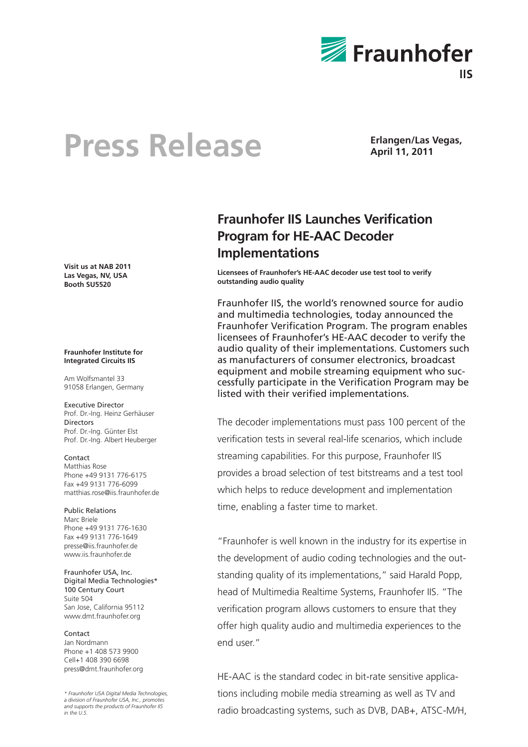Fraunhofer IIS

# Press Release

**Erlangen/Las Vegas, April 11, 2011**

**Visit us at NAB 2011**
**Las Vegas, NV, USA**
**Booth SU5520**

**Fraunhofer Institute for Integrated Circuits IIS**

Am Wolfsmantel 33
91058 Erlangen, Germany

Executive Director
Prof. Dr.-Ing. Heinz Gerhäuser
Directors
Prof. Dr.-Ing. Günter Elst
Prof. Dr.-Ing. Albert Heuberger

Contact
Matthias Rose
Phone +49 9131 776-6175
Fax +49 9131 776-6099
matthias.rose@iis.fraunhofer.de

Public Relations
Marc Briele
Phone +49 9131 776-1630
Fax +49 9131 776-1649
presse@iis.fraunhofer.de
www.iis.fraunhofer.de

Fraunhofer USA, Inc.
Digital Media Technologies*
100 Century Court
Suite 504
San Jose, California 95112
www.dmt.fraunhofer.org

Contact
Jan Nordmann
Phone +1 408 573 9900
Cell+1 408 390 6698
press@dmt.fraunhofer.org

*\* Fraunhofer USA Digital Media Technologies, a division of Fraunhofer USA, Inc., promotes and supports the products of Fraunhofer IIS in the U.S.*

## Fraunhofer IIS Launches Verification Program for HE-AAC Decoder Implementations

**Licensees of Fraunhofer's HE-AAC decoder use test tool to verify outstanding audio quality**

Fraunhofer IIS, the world's renowned source for audio and multimedia technologies, today announced the Fraunhofer Verification Program. The program enables licensees of Fraunhofer's HE-AAC decoder to verify the audio quality of their implementations. Customers such as manufacturers of consumer electronics, broadcast equipment and mobile streaming equipment who successfully participate in the Verification Program may be listed with their verified implementations.

The decoder implementations must pass 100 percent of the verification tests in several real-life scenarios, which include streaming capabilities. For this purpose, Fraunhofer IIS provides a broad selection of test bitstreams and a test tool which helps to reduce development and implementation time, enabling a faster time to market.

"Fraunhofer is well known in the industry for its expertise in the development of audio coding technologies and the outstanding quality of its implementations," said Harald Popp, head of Multimedia Realtime Systems, Fraunhofer IIS. "The verification program allows customers to ensure that they offer high quality audio and multimedia experiences to the end user."

HE-AAC is the standard codec in bit-rate sensitive applications including mobile media streaming as well as TV and radio broadcasting systems, such as DVB, DAB+, ATSC-M/H,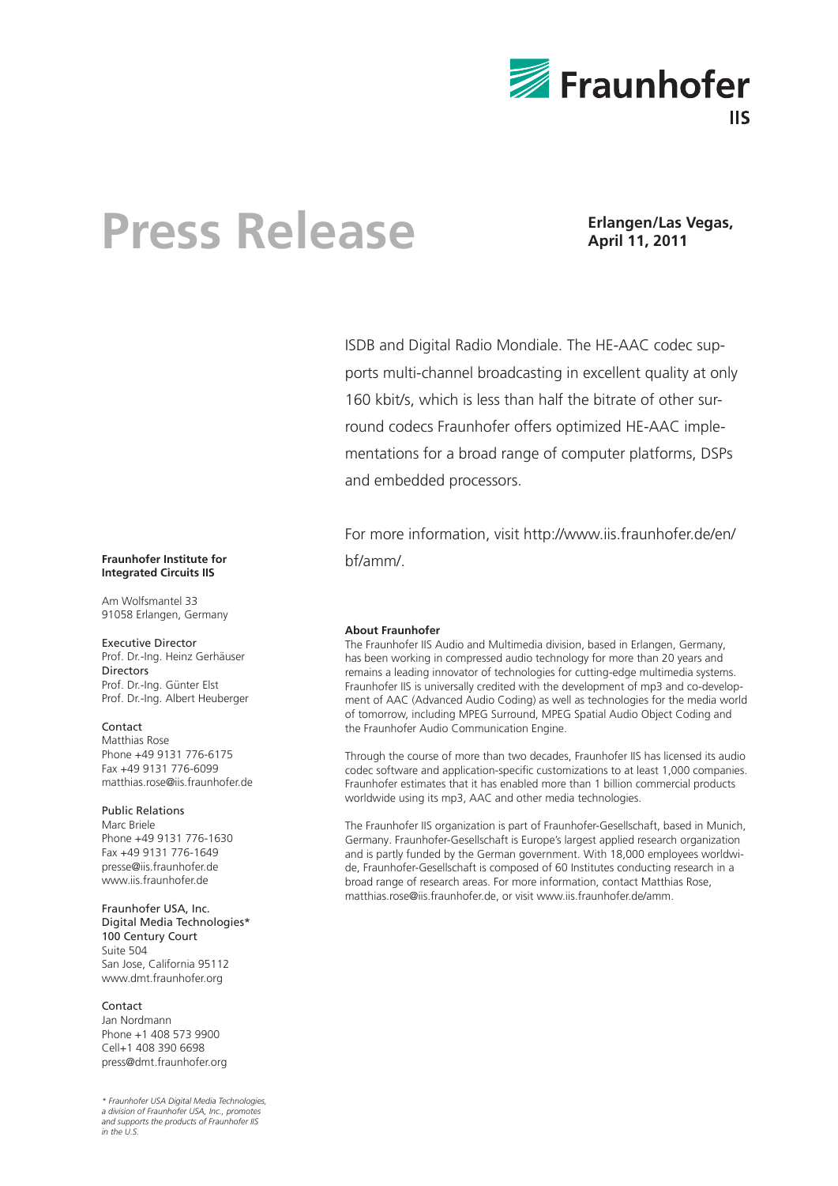# Press Release

**Erlangen/Las Vegas, April 11, 2011**

ISDB and Digital Radio Mondiale. The HE-AAC codec supports multi-channel broadcasting in excellent quality at only 160 kbit/s, which is less than half the bitrate of other surround codecs Fraunhofer offers optimized HE-AAC implementations for a broad range of computer platforms, DSPs and embedded processors.

For more information, visit http://www.iis.fraunhofer.de/en/bf/amm/.

**About Fraunhofer**

The Fraunhofer IIS Audio and Multimedia division, based in Erlangen, Germany, has been working in compressed audio technology for more than 20 years and remains a leading innovator of technologies for cutting-edge multimedia systems. Fraunhofer IIS is universally credited with the development of mp3 and co-development of AAC (Advanced Audio Coding) as well as technologies for the media world of tomorrow, including MPEG Surround, MPEG Spatial Audio Object Coding and the Fraunhofer Audio Communication Engine.

Through the course of more than two decades, Fraunhofer IIS has licensed its audio codec software and application-specific customizations to at least 1,000 companies. Fraunhofer estimates that it has enabled more than 1 billion commercial products worldwide using its mp3, AAC and other media technologies.

The Fraunhofer IIS organization is part of Fraunhofer-Gesellschaft, based in Munich, Germany. Fraunhofer-Gesellschaft is Europe's largest applied research organization and is partly funded by the German government. With 18,000 employees worldwide, Fraunhofer-Gesellschaft is composed of 60 Institutes conducting research in a broad range of research areas. For more information, contact Matthias Rose, matthias.rose@iis.fraunhofer.de, or visit www.iis.fraunhofer.de/amm.

**Fraunhofer Institute for Integrated Circuits IIS**

Am Wolfsmantel 33
91058 Erlangen, Germany

Executive Director
Prof. Dr.-Ing. Heinz Gerhäuser
Directors
Prof. Dr.-Ing. Günter Elst
Prof. Dr.-Ing. Albert Heuberger

Contact
Matthias Rose
Phone +49 9131 776-6175
Fax +49 9131 776-6099
matthias.rose@iis.fraunhofer.de

Public Relations
Marc Briele
Phone +49 9131 776-1630
Fax +49 9131 776-1649
presse@iis.fraunhofer.de
www.iis.fraunhofer.de

Fraunhofer USA, Inc.
Digital Media Technologies*
100 Century Court
Suite 504
San Jose, California 95112
www.dmt.fraunhofer.org

Contact
Jan Nordmann
Phone +1 408 573 9900
Cell+1 408 390 6698
press@dmt.fraunhofer.org

*\* Fraunhofer USA Digital Media Technologies, a division of Fraunhofer USA, Inc., promotes and supports the products of Fraunhofer IIS in the U.S.*